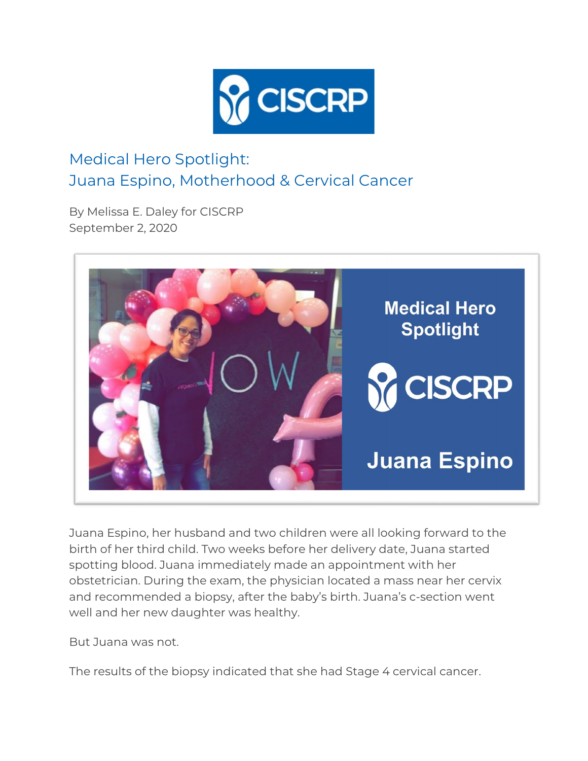# Medical Hero Spotlight: Juana Espino, Motherhood & Cervical Cancer

By Melissa E. Daley for CISCRP
September 2, 2020

Juana Espino, her husband and two children were all looking forward to the birth of her third child. Two weeks before her delivery date, Juana started spotting blood. Juana immediately made an appointment with her obstetrician. During the exam, the physician located a mass near her cervix and recommended a biopsy, after the baby's birth. Juana's c-section went well and her new daughter was healthy.

But Juana was not.

The results of the biopsy indicated that she had Stage 4 cervical cancer.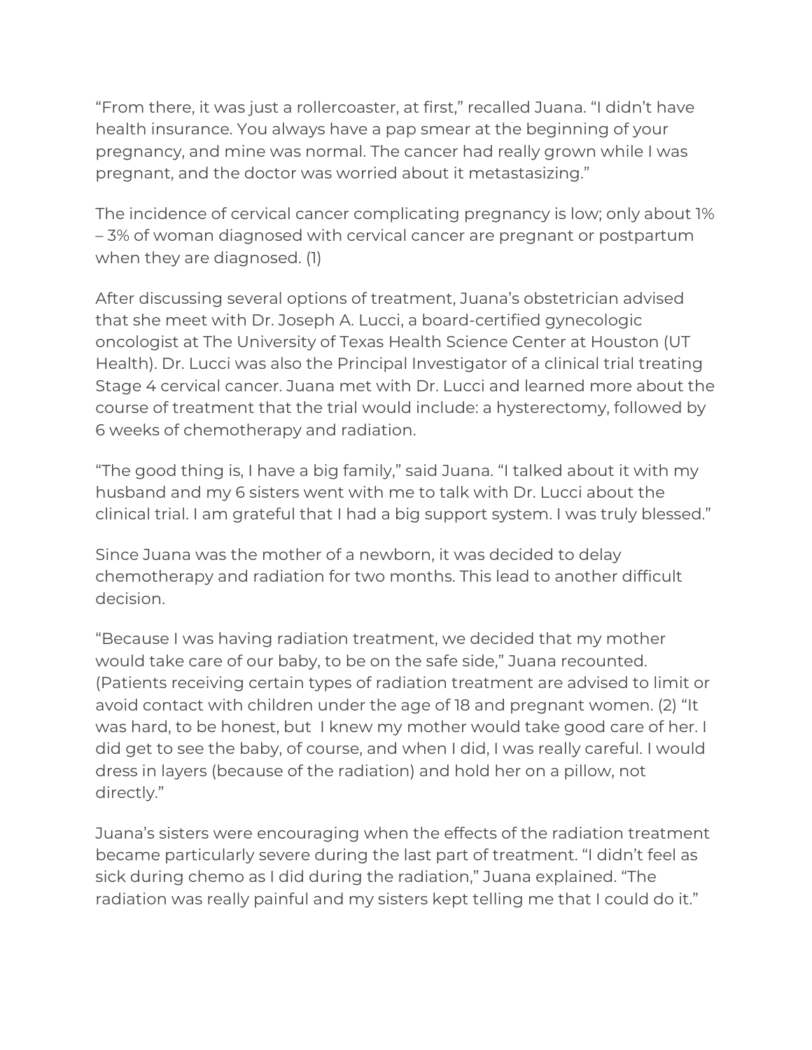"From there, it was just a rollercoaster, at first," recalled Juana. "I didn't have health insurance. You always have a pap smear at the beginning of your pregnancy, and mine was normal. The cancer had really grown while I was pregnant, and the doctor was worried about it metastasizing."

The incidence of cervical cancer complicating pregnancy is low; only about 1% – 3% of woman diagnosed with cervical cancer are pregnant or postpartum when they are diagnosed. (1)

After discussing several options of treatment, Juana's obstetrician advised that she meet with Dr. Joseph A. Lucci, a board-certified gynecologic oncologist at The University of Texas Health Science Center at Houston (UT Health). Dr. Lucci was also the Principal Investigator of a clinical trial treating Stage 4 cervical cancer. Juana met with Dr. Lucci and learned more about the course of treatment that the trial would include: a hysterectomy, followed by 6 weeks of chemotherapy and radiation.

"The good thing is, I have a big family," said Juana. "I talked about it with my husband and my 6 sisters went with me to talk with Dr. Lucci about the clinical trial. I am grateful that I had a big support system. I was truly blessed."

Since Juana was the mother of a newborn, it was decided to delay chemotherapy and radiation for two months. This lead to another difficult decision.

"Because I was having radiation treatment, we decided that my mother would take care of our baby, to be on the safe side," Juana recounted. (Patients receiving certain types of radiation treatment are advised to limit or avoid contact with children under the age of 18 and pregnant women. (2) "It was hard, to be honest, but I knew my mother would take good care of her. I did get to see the baby, of course, and when I did, I was really careful. I would dress in layers (because of the radiation) and hold her on a pillow, not directly."

Juana's sisters were encouraging when the effects of the radiation treatment became particularly severe during the last part of treatment. "I didn't feel as sick during chemo as I did during the radiation," Juana explained. "The radiation was really painful and my sisters kept telling me that I could do it."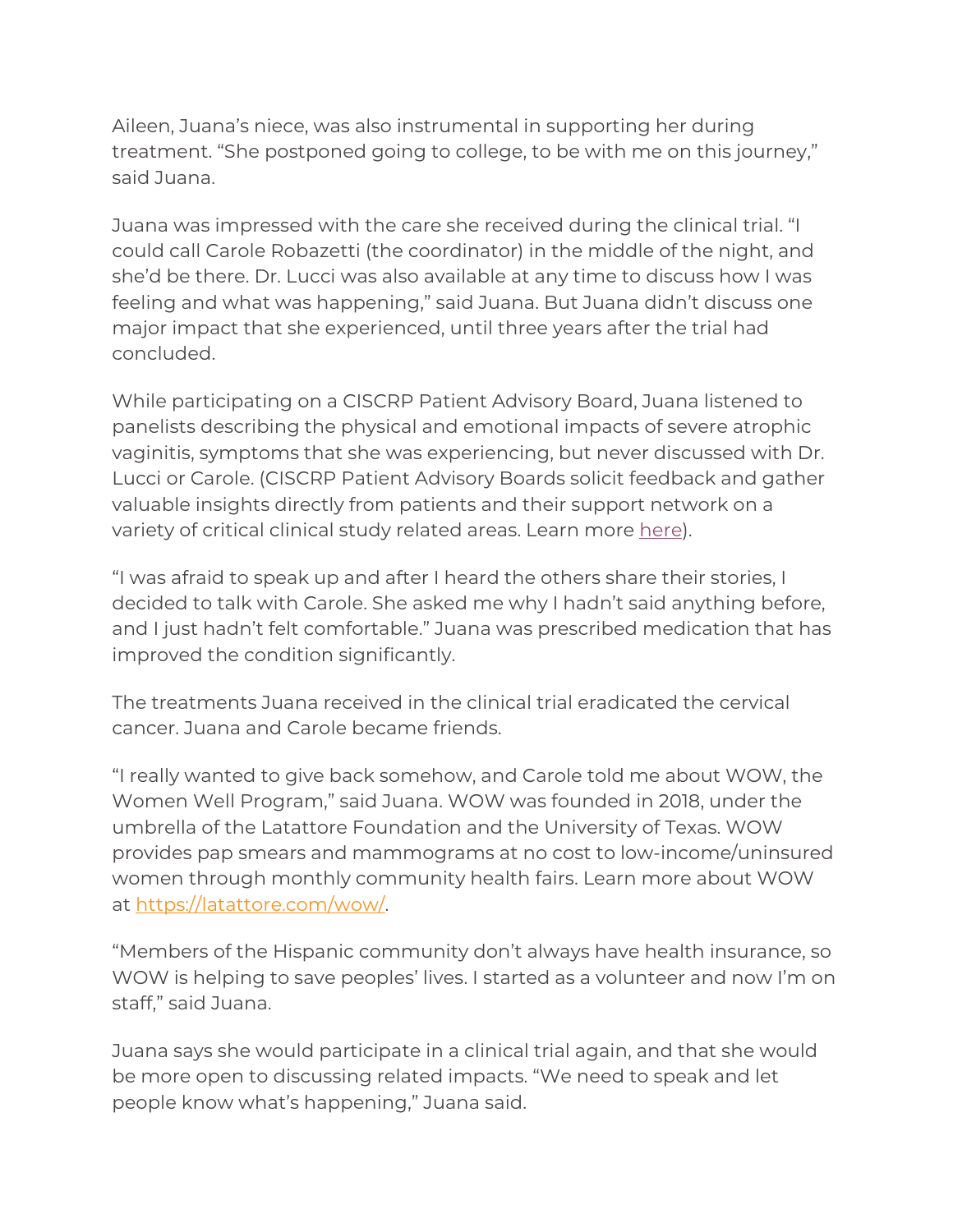Aileen, Juana's niece, was also instrumental in supporting her during treatment. "She postponed going to college, to be with me on this journey," said Juana.

Juana was impressed with the care she received during the clinical trial. "I could call Carole Robazetti (the coordinator) in the middle of the night, and she'd be there. Dr. Lucci was also available at any time to discuss how I was feeling and what was happening," said Juana. But Juana didn't discuss one major impact that she experienced, until three years after the trial had concluded.

While participating on a CISCRP Patient Advisory Board, Juana listened to panelists describing the physical and emotional impacts of severe atrophic vaginitis, symptoms that she was experiencing, but never discussed with Dr. Lucci or Carole. (CISCRP Patient Advisory Boards solicit feedback and gather valuable insights directly from patients and their support network on a variety of critical clinical study related areas. Learn more [here](here)).

"I was afraid to speak up and after I heard the others share their stories, I decided to talk with Carole. She asked me why I hadn't said anything before, and I just hadn't felt comfortable." Juana was prescribed medication that has improved the condition significantly.

The treatments Juana received in the clinical trial eradicated the cervical cancer. Juana and Carole became friends.

"I really wanted to give back somehow, and Carole told me about WOW, the Women Well Program," said Juana. WOW was founded in 2018, under the umbrella of the Latattore Foundation and the University of Texas. WOW provides pap smears and mammograms at no cost to low-income/uninsured women through monthly community health fairs. Learn more about WOW at [https://latattore.com/wow/](https://latattore.com/wow/).

"Members of the Hispanic community don't always have health insurance, so WOW is helping to save peoples' lives. I started as a volunteer and now I'm on staff," said Juana.

Juana says she would participate in a clinical trial again, and that she would be more open to discussing related impacts. "We need to speak and let people know what's happening," Juana said.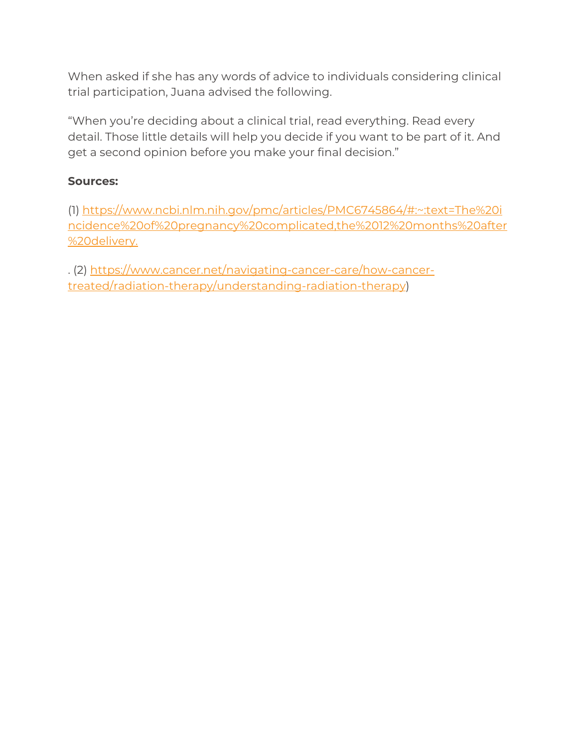When asked if she has any words of advice to individuals considering clinical trial participation, Juana advised the following.

"When you're deciding about a clinical trial, read everything. Read every detail. Those little details will help you decide if you want to be part of it. And get a second opinion before you make your final decision."

**Sources:**

(1) [https://www.ncbi.nlm.nih.gov/pmc/articles/PMC6745864/#:~:text=The%20incidence%20of%20pregnancy%20complicated,the%2012%20months%20after%20delivery.](https://www.ncbi.nlm.nih.gov/pmc/articles/PMC6745864/#:~:text=The%20incidence%20of%20pregnancy%20complicated,the%2012%20months%20after%20delivery.)

. (2) [https://www.cancer.net/navigating-cancer-care/how-cancer-treated/radiation-therapy/understanding-radiation-therapy](https://www.cancer.net/navigating-cancer-care/how-cancer-treated/radiation-therapy/understanding-radiation-therapy))